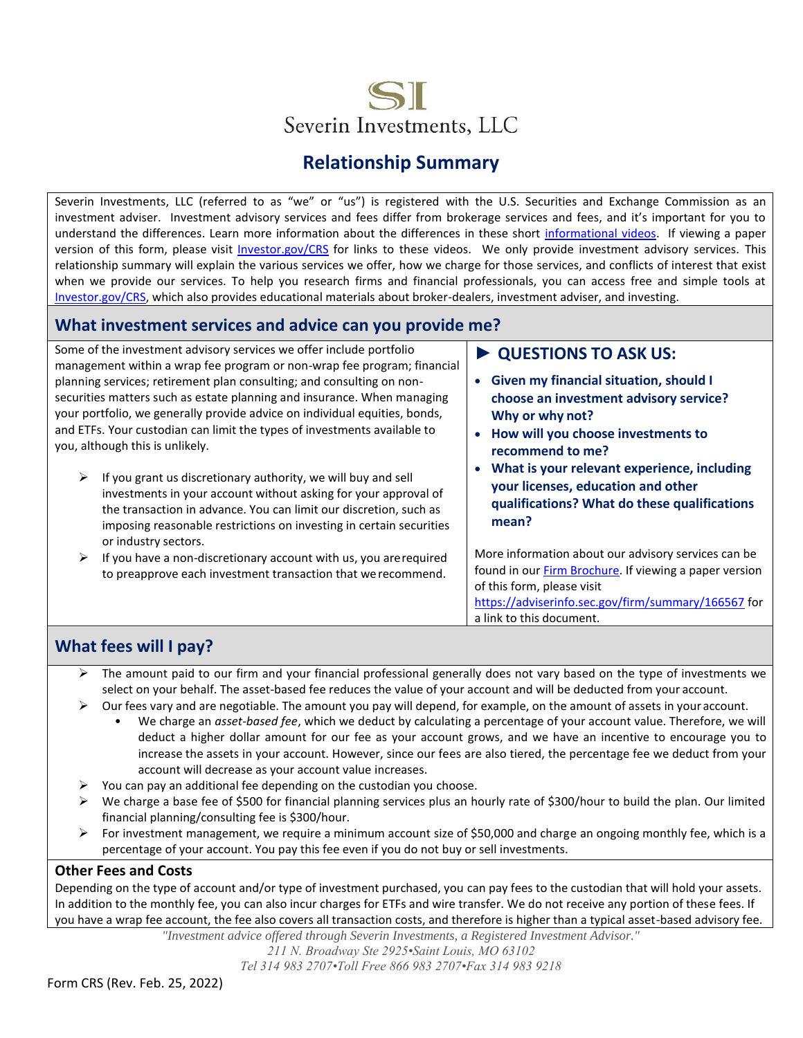# Severin Investments, LLC

## Relationship Summary

Severin Investments, LLC (referred to as "we" or "us") is registered with the U.S. Securities and Exchange Commission as an investment adviser. Investment advisory services and fees differ from brokerage services and fees, and it's important for you to understand the differences. Learn more information about the differences in these short informational videos. If viewing a paper version of this form, please visit Investor.gov/CRS for links to these videos. We only provide investment advisory services. This relationship summary will explain the various services we offer, how we charge for those services, and conflicts of interest that exist when we provide our services. To help you research firms and financial professionals, you can access free and simple tools at Investor.gov/CRS, which also provides educational materials about broker-dealers, investment adviser, and investing.

## What investment services and advice can you provide me?

Some of the investment advisory services we offer include portfolio management within a wrap fee program or non-wrap fee program; financial planning services; retirement plan consulting; and consulting on non-securities matters such as estate planning and insurance. When managing your portfolio, we generally provide advice on individual equities, bonds, and ETFs. Your custodian can limit the types of investments available to you, although this is unlikely.

- If you grant us discretionary authority, we will buy and sell investments in your account without asking for your approval of the transaction in advance. You can limit our discretion, such as imposing reasonable restrictions on investing in certain securities or industry sectors.
- If you have a non-discretionary account with us, you are required to preapprove each investment transaction that we recommend.

### ► QUESTIONS TO ASK US:

- **Given my financial situation, should I choose an investment advisory service? Why or why not?**
- **How will you choose investments to recommend to me?**
- **What is your relevant experience, including your licenses, education and other qualifications? What do these qualifications mean?**

More information about our advisory services can be found in our Firm Brochure. If viewing a paper version of this form, please visit https://adviserinfo.sec.gov/firm/summary/166567 for a link to this document.

## What fees will I pay?

- The amount paid to our firm and your financial professional generally does not vary based on the type of investments we select on your behalf. The asset-based fee reduces the value of your account and will be deducted from your account.
- Our fees vary and are negotiable. The amount you pay will depend, for example, on the amount of assets in your account.
  - We charge an *asset-based fee*, which we deduct by calculating a percentage of your account value. Therefore, we will deduct a higher dollar amount for our fee as your account grows, and we have an incentive to encourage you to increase the assets in your account. However, since our fees are also tiered, the percentage fee we deduct from your account will decrease as your account value increases.
- You can pay an additional fee depending on the custodian you choose.
- We charge a base fee of $500 for financial planning services plus an hourly rate of $300/hour to build the plan. Our limited financial planning/consulting fee is $300/hour.
- For investment management, we require a minimum account size of $50,000 and charge an ongoing monthly fee, which is a percentage of your account. You pay this fee even if you do not buy or sell investments.

### Other Fees and Costs

Depending on the type of account and/or type of investment purchased, you can pay fees to the custodian that will hold your assets. In addition to the monthly fee, you can also incur charges for ETFs and wire transfer. We do not receive any portion of these fees. If you have a wrap fee account, the fee also covers all transaction costs, and therefore is higher than a typical asset-based advisory fee.

*"Investment advice offered through Severin Investments, a Registered Investment Advisor."*
*211 N. Broadway Ste 2925•Saint Louis, MO 63102*
*Tel 314 983 2707•Toll Free 866 983 2707•Fax 314 983 9218*

Form CRS (Rev. Feb. 25, 2022)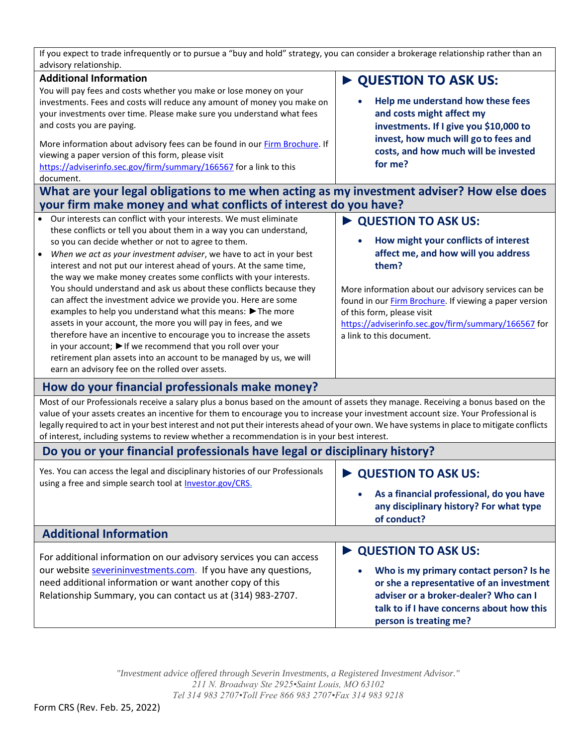If you expect to trade infrequently or to pursue a "buy and hold" strategy, you can consider a brokerage relationship rather than an advisory relationship.

**Additional Information**

You will pay fees and costs whether you make or lose money on your investments. Fees and costs will reduce any amount of money you make on your investments over time. Please make sure you understand what fees and costs you are paying.

More information about advisory fees can be found in our Firm Brochure. If viewing a paper version of this form, please visit https://adviserinfo.sec.gov/firm/summary/166567 for a link to this document.

### ► QUESTION TO ASK US:

- **Help me understand how these fees and costs might affect my investments. If I give you $10,000 to invest, how much will go to fees and costs, and how much will be invested for me?**

## What are your legal obligations to me when acting as my investment adviser? How else does your firm make money and what conflicts of interest do you have?

- Our interests can conflict with your interests. We must eliminate these conflicts or tell you about them in a way you can understand, so you can decide whether or not to agree to them.
- *When we act as your investment adviser*, we have to act in your best interest and not put our interest ahead of yours. At the same time, the way we make money creates some conflicts with your interests. You should understand and ask us about these conflicts because they can affect the investment advice we provide you. Here are some examples to help you understand what this means: ►The more assets in your account, the more you will pay in fees, and we therefore have an incentive to encourage you to increase the assets in your account; ►If we recommend that you roll over your retirement plan assets into an account to be managed by us, we will earn an advisory fee on the rolled over assets.

### ► QUESTION TO ASK US:

- **How might your conflicts of interest affect me, and how will you address them?**

More information about our advisory services can be found in our Firm Brochure. If viewing a paper version of this form, please visit https://adviserinfo.sec.gov/firm/summary/166567 for a link to this document.

## How do your financial professionals make money?

Most of our Professionals receive a salary plus a bonus based on the amount of assets they manage. Receiving a bonus based on the value of your assets creates an incentive for them to encourage you to increase your investment account size. Your Professional is legally required to act in your best interest and not put their interests ahead of your own. We have systems in place to mitigate conflicts of interest, including systems to review whether a recommendation is in your best interest.

## Do you or your financial professionals have legal or disciplinary history?

Yes. You can access the legal and disciplinary histories of our Professionals using a free and simple search tool at Investor.gov/CRS.

### ► QUESTION TO ASK US:

- **As a financial professional, do you have any disciplinary history? For what type of conduct?**

## Additional Information

For additional information on our advisory services you can access our website severininvestments.com. If you have any questions, need additional information or want another copy of this Relationship Summary, you can contact us at (314) 983-2707.

### ► QUESTION TO ASK US:

- **Who is my primary contact person? Is he or she a representative of an investment adviser or a broker-dealer? Who can I talk to if I have concerns about how this person is treating me?**

*"Investment advice offered through Severin Investments, a Registered Investment Advisor."*
*211 N. Broadway Ste 2925•Saint Louis, MO 63102*
*Tel 314 983 2707•Toll Free 866 983 2707•Fax 314 983 9218*

Form CRS (Rev. Feb. 25, 2022)